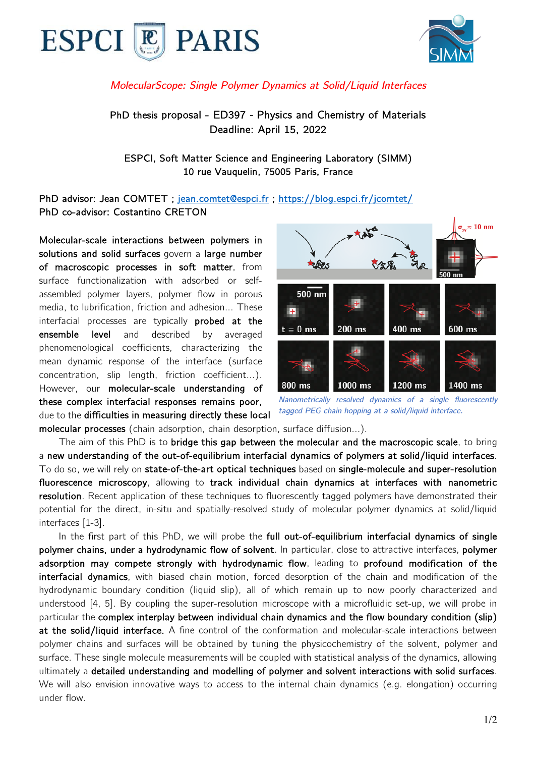*MolecularScope: Single Polymer Dynamics at Solid/Liquid Interfaces*

PhD thesis proposal - ED397 - Physics and Chemistry of Materials
Deadline: April 15, 2022

ESPCI, Soft Matter Science and Engineering Laboratory (SIMM)
10 rue Vauquelin, 75005 Paris, France

PhD advisor: Jean COMTET ; jean.comtet@espci.fr ; https://blog.espci.fr/jcomtet/
PhD co-advisor: Costantino CRETON

*Nanometrically resolved dynamics of a single fluorescently tagged PEG chain hopping at a solid/liquid interface.*

**Molecular-scale interactions between polymers in solutions and solid surfaces** govern a **large number of macroscopic processes in soft matter**, from surface functionalization with adsorbed or self-assembled polymer layers, polymer flow in porous media, to lubrication, friction and adhesion... These interfacial processes are typically **probed at the ensemble level** and described by averaged phenomenological coefficients, characterizing the mean dynamic response of the interface (surface concentration, slip length, friction coefficient...). However, our **molecular-scale understanding of these complex interfacial responses remains poor,** due to the **difficulties in measuring directly these local molecular processes** (chain adsorption, chain desorption, surface diffusion...).

The aim of this PhD is to **bridge this gap between the molecular and the macroscopic scale**, to bring a **new understanding of the out-of-equilibrium interfacial dynamics of polymers at solid/liquid interfaces**. To do so, we will rely on **state-of-the-art optical techniques** based on **single-molecule and super-resolution fluorescence microscopy**, allowing to **track individual chain dynamics at interfaces with nanometric resolution**. Recent application of these techniques to fluorescently tagged polymers have demonstrated their potential for the direct, in-situ and spatially-resolved study of molecular polymer dynamics at solid/liquid interfaces [1-3].

In the first part of this PhD, we will probe the **full out-of-equilibrium interfacial dynamics of single polymer chains, under a hydrodynamic flow of solvent**. In particular, close to attractive interfaces, **polymer adsorption may compete strongly with hydrodynamic flow**, leading to **profound modification of the interfacial dynamics**, with biased chain motion, forced desorption of the chain and modification of the hydrodynamic boundary condition (liquid slip), all of which remain up to now poorly characterized and understood [4, 5]. By coupling the super-resolution microscope with a microfluidic set-up, we will probe in particular the **complex interplay between individual chain dynamics and the flow boundary condition (slip) at the solid/liquid interface.** A fine control of the conformation and molecular-scale interactions between polymer chains and surfaces will be obtained by tuning the physicochemistry of the solvent, polymer and surface. These single molecule measurements will be coupled with statistical analysis of the dynamics, allowing ultimately a **detailed understanding and modelling of polymer and solvent interactions with solid surfaces**. We will also envision innovative ways to access to the internal chain dynamics (e.g. elongation) occurring under flow.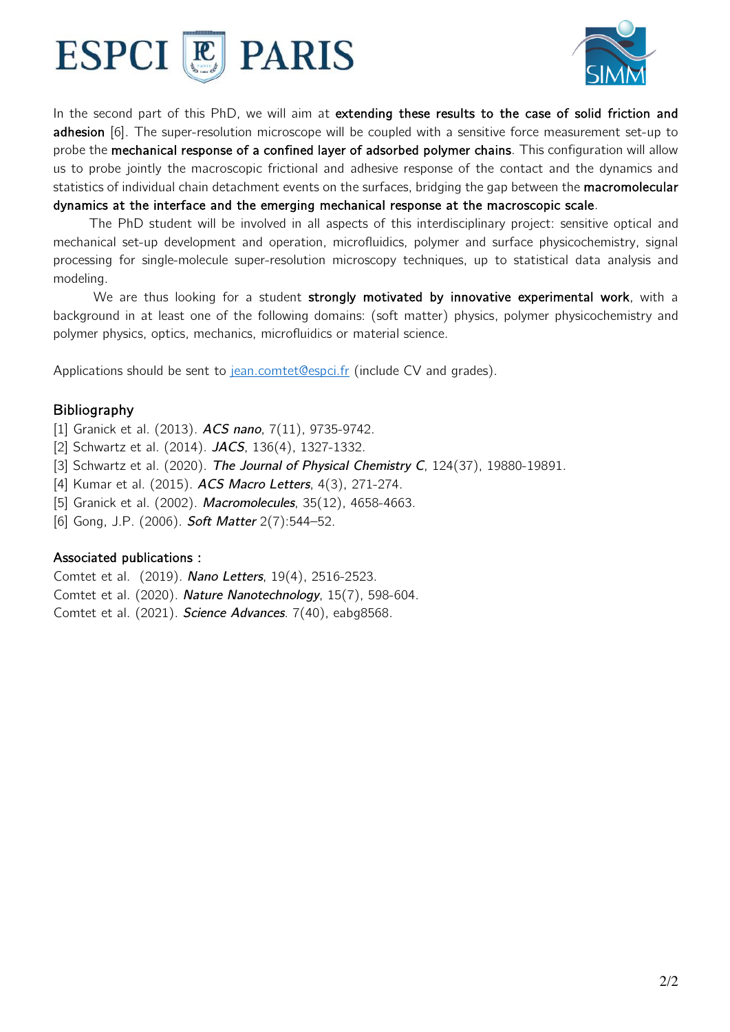In the second part of this PhD, we will aim at **extending these results to the case of solid friction and adhesion** [6]. The super-resolution microscope will be coupled with a sensitive force measurement set-up to probe the **mechanical response of a confined layer of adsorbed polymer chains**. This configuration will allow us to probe jointly the macroscopic frictional and adhesive response of the contact and the dynamics and statistics of individual chain detachment events on the surfaces, bridging the gap between the **macromolecular dynamics at the interface and the emerging mechanical response at the macroscopic scale**.

The PhD student will be involved in all aspects of this interdisciplinary project: sensitive optical and mechanical set-up development and operation, microfluidics, polymer and surface physicochemistry, signal processing for single-molecule super-resolution microscopy techniques, up to statistical data analysis and modeling.

We are thus looking for a student **strongly motivated by innovative experimental work**, with a background in at least one of the following domains: (soft matter) physics, polymer physicochemistry and polymer physics, optics, mechanics, microfluidics or material science.

Applications should be sent to jean.comtet@espci.fr (include CV and grades).

## Bibliography

[1] Granick et al. (2013). ***ACS nano***, 7(11), 9735-9742.
[2] Schwartz et al. (2014). ***JACS***, 136(4), 1327-1332.
[3] Schwartz et al. (2020). ***The Journal of Physical Chemistry C***, 124(37), 19880-19891.
[4] Kumar et al. (2015). ***ACS Macro Letters***, 4(3), 271-274.
[5] Granick et al. (2002). ***Macromolecules***, 35(12), 4658-4663.
[6] Gong, J.P. (2006). ***Soft Matter*** 2(7):544–52.

## Associated publications :

Comtet et al. (2019). ***Nano Letters***, 19(4), 2516-2523.
Comtet et al. (2020). ***Nature Nanotechnology***, 15(7), 598-604.
Comtet et al. (2021). ***Science Advances***. 7(40), eabg8568.